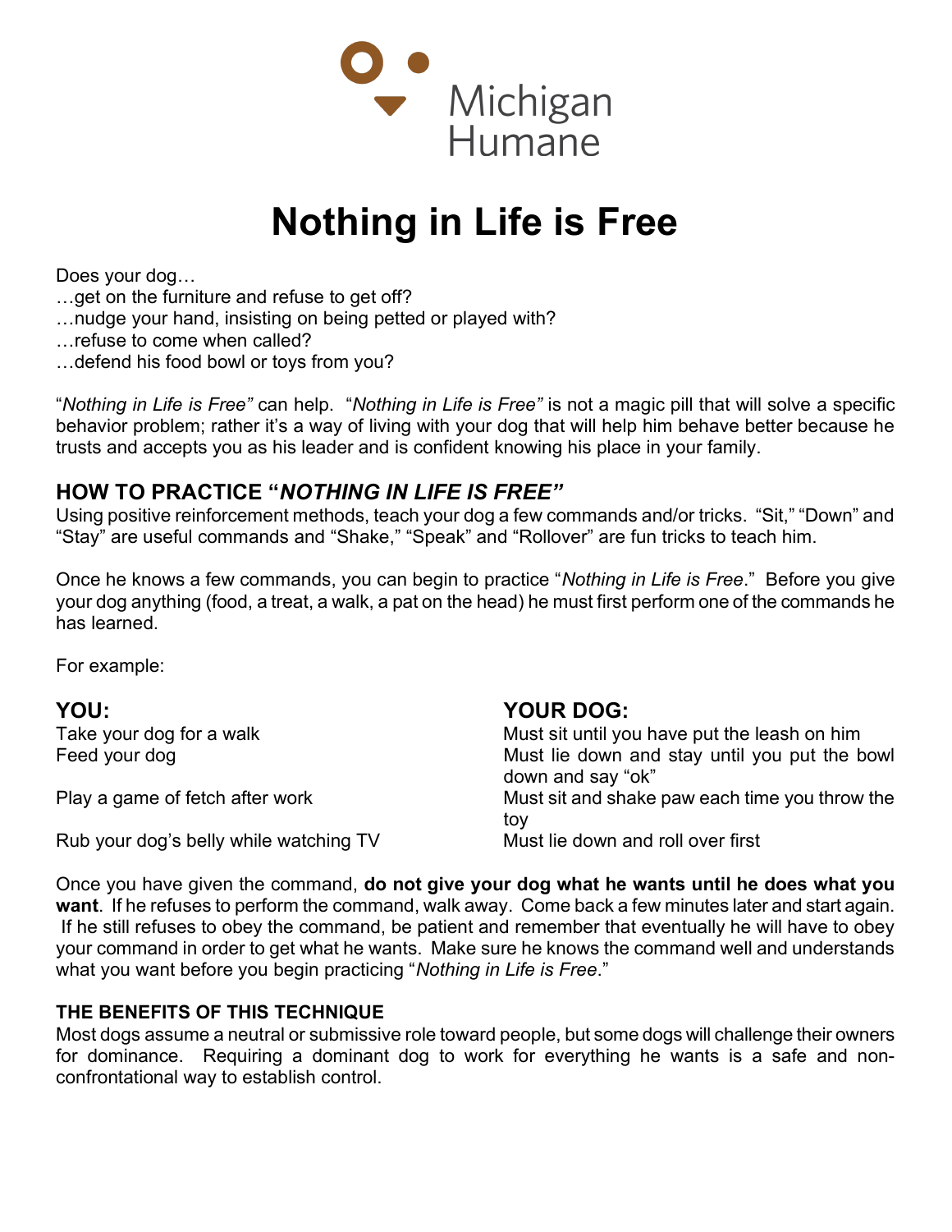Michigan Humane

# Nothing in Life is Free

Does your dog…
…get on the furniture and refuse to get off?
…nudge your hand, insisting on being petted or played with?
…refuse to come when called?
…defend his food bowl or toys from you?

"*Nothing in Life is Free"* can help. "*Nothing in Life is Free"* is not a magic pill that will solve a specific behavior problem; rather it's a way of living with your dog that will help him behave better because he trusts and accepts you as his leader and is confident knowing his place in your family.

## HOW TO PRACTICE "*NOTHING IN LIFE IS FREE"*

Using positive reinforcement methods, teach your dog a few commands and/or tricks. "Sit," "Down" and "Stay" are useful commands and "Shake," "Speak" and "Rollover" are fun tricks to teach him.

Once he knows a few commands, you can begin to practice "*Nothing in Life is Free*." Before you give your dog anything (food, a treat, a walk, a pat on the head) he must first perform one of the commands he has learned.

For example:

| YOU: | YOUR DOG: |
|---|---|
| Take your dog for a walk | Must sit until you have put the leash on him |
| Feed your dog | Must lie down and stay until you put the bowl down and say "ok" |
| Play a game of fetch after work | Must sit and shake paw each time you throw the toy |
| Rub your dog's belly while watching TV | Must lie down and roll over first |

Once you have given the command, **do not give your dog what he wants until he does what you want**. If he refuses to perform the command, walk away. Come back a few minutes later and start again. If he still refuses to obey the command, be patient and remember that eventually he will have to obey your command in order to get what he wants. Make sure he knows the command well and understands what you want before you begin practicing "*Nothing in Life is Free*."

### THE BENEFITS OF THIS TECHNIQUE

Most dogs assume a neutral or submissive role toward people, but some dogs will challenge their owners for dominance. Requiring a dominant dog to work for everything he wants is a safe and non-confrontational way to establish control.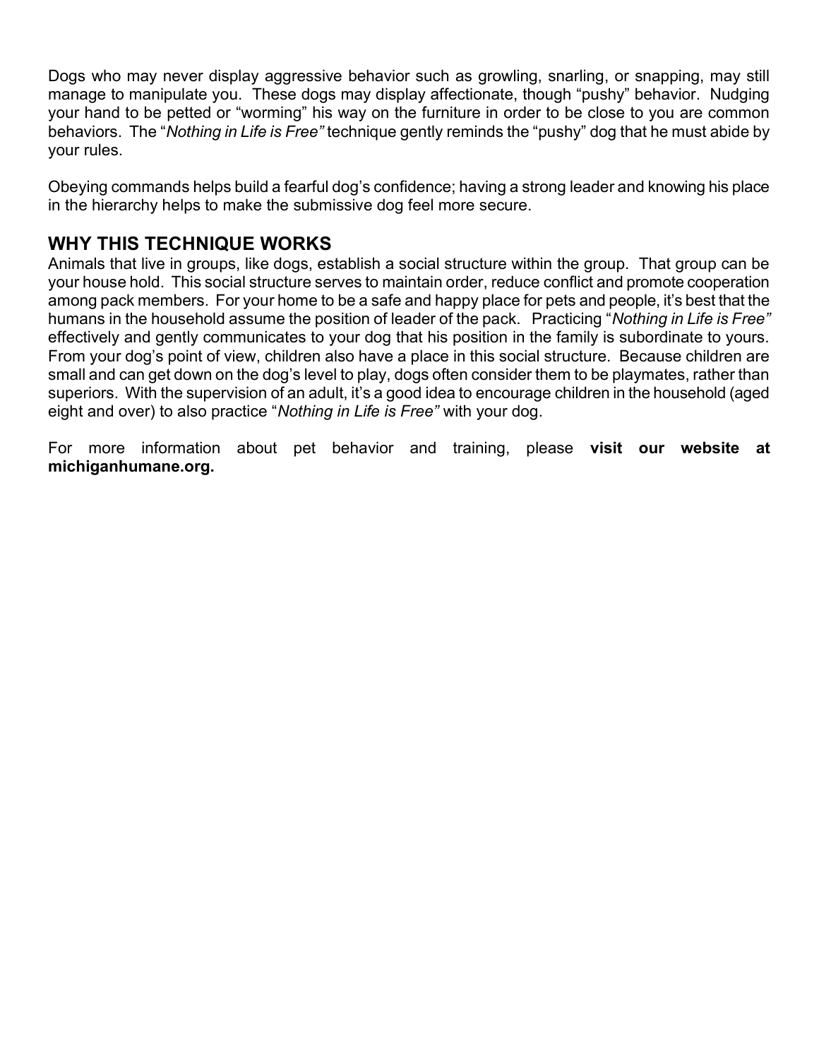Dogs who may never display aggressive behavior such as growling, snarling, or snapping, may still manage to manipulate you. These dogs may display affectionate, though "pushy" behavior. Nudging your hand to be petted or "worming" his way on the furniture in order to be close to you are common behaviors. The "*Nothing in Life is Free"* technique gently reminds the "pushy" dog that he must abide by your rules.

Obeying commands helps build a fearful dog's confidence; having a strong leader and knowing his place in the hierarchy helps to make the submissive dog feel more secure.

## WHY THIS TECHNIQUE WORKS

Animals that live in groups, like dogs, establish a social structure within the group. That group can be your house hold. This social structure serves to maintain order, reduce conflict and promote cooperation among pack members. For your home to be a safe and happy place for pets and people, it's best that the humans in the household assume the position of leader of the pack. Practicing "*Nothing in Life is Free"* effectively and gently communicates to your dog that his position in the family is subordinate to yours. From your dog's point of view, children also have a place in this social structure. Because children are small and can get down on the dog's level to play, dogs often consider them to be playmates, rather than superiors. With the supervision of an adult, it's a good idea to encourage children in the household (aged eight and over) to also practice "*Nothing in Life is Free"* with your dog.

For more information about pet behavior and training, please **visit our website at michiganhumane.org.**